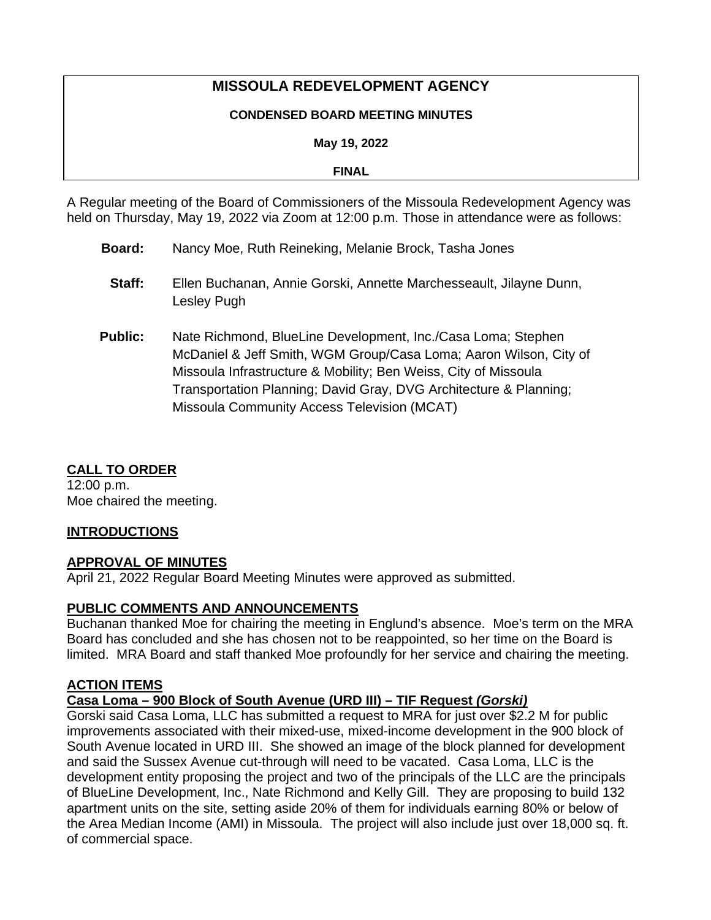# MISSOULA REDEVELOPMENT AGENCY

**CONDENSED BOARD MEETING MINUTES**

**May 19, 2022**

**FINAL**

A Regular meeting of the Board of Commissioners of the Missoula Redevelopment Agency was held on Thursday, May 19, 2022 via Zoom at 12:00 p.m. Those in attendance were as follows:

**Board:** Nancy Moe, Ruth Reineking, Melanie Brock, Tasha Jones

**Staff:** Ellen Buchanan, Annie Gorski, Annette Marchesseault, Jilayne Dunn, Lesley Pugh

**Public:** Nate Richmond, BlueLine Development, Inc./Casa Loma; Stephen McDaniel & Jeff Smith, WGM Group/Casa Loma; Aaron Wilson, City of Missoula Infrastructure & Mobility; Ben Weiss, City of Missoula Transportation Planning; David Gray, DVG Architecture & Planning; Missoula Community Access Television (MCAT)

## CALL TO ORDER

12:00 p.m.
Moe chaired the meeting.

## INTRODUCTIONS

## APPROVAL OF MINUTES

April 21, 2022 Regular Board Meeting Minutes were approved as submitted.

## PUBLIC COMMENTS AND ANNOUNCEMENTS

Buchanan thanked Moe for chairing the meeting in Englund's absence. Moe's term on the MRA Board has concluded and she has chosen not to be reappointed, so her time on the Board is limited. MRA Board and staff thanked Moe profoundly for her service and chairing the meeting.

## ACTION ITEMS

### Casa Loma – 900 Block of South Avenue (URD III) – TIF Request *(Gorski)*

Gorski said Casa Loma, LLC has submitted a request to MRA for just over \$2.2 M for public improvements associated with their mixed-use, mixed-income development in the 900 block of South Avenue located in URD III. She showed an image of the block planned for development and said the Sussex Avenue cut-through will need to be vacated. Casa Loma, LLC is the development entity proposing the project and two of the principals of the LLC are the principals of BlueLine Development, Inc., Nate Richmond and Kelly Gill. They are proposing to build 132 apartment units on the site, setting aside 20% of them for individuals earning 80% or below of the Area Median Income (AMI) in Missoula. The project will also include just over 18,000 sq. ft. of commercial space.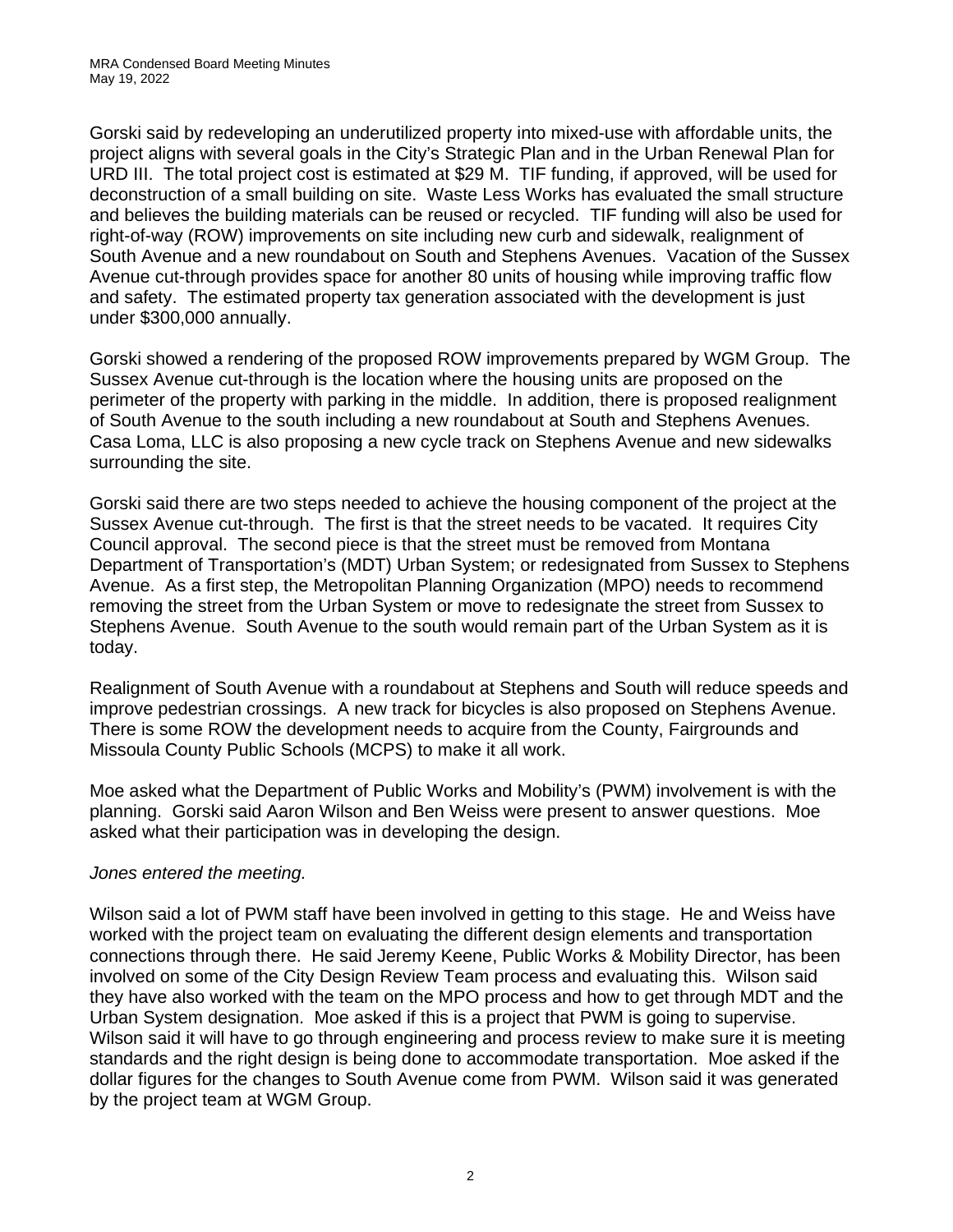Gorski said by redeveloping an underutilized property into mixed-use with affordable units, the project aligns with several goals in the City's Strategic Plan and in the Urban Renewal Plan for URD III. The total project cost is estimated at $29 M. TIF funding, if approved, will be used for deconstruction of a small building on site. Waste Less Works has evaluated the small structure and believes the building materials can be reused or recycled. TIF funding will also be used for right-of-way (ROW) improvements on site including new curb and sidewalk, realignment of South Avenue and a new roundabout on South and Stephens Avenues. Vacation of the Sussex Avenue cut-through provides space for another 80 units of housing while improving traffic flow and safety. The estimated property tax generation associated with the development is just under $300,000 annually.

Gorski showed a rendering of the proposed ROW improvements prepared by WGM Group. The Sussex Avenue cut-through is the location where the housing units are proposed on the perimeter of the property with parking in the middle. In addition, there is proposed realignment of South Avenue to the south including a new roundabout at South and Stephens Avenues. Casa Loma, LLC is also proposing a new cycle track on Stephens Avenue and new sidewalks surrounding the site.

Gorski said there are two steps needed to achieve the housing component of the project at the Sussex Avenue cut-through. The first is that the street needs to be vacated. It requires City Council approval. The second piece is that the street must be removed from Montana Department of Transportation's (MDT) Urban System; or redesignated from Sussex to Stephens Avenue. As a first step, the Metropolitan Planning Organization (MPO) needs to recommend removing the street from the Urban System or move to redesignate the street from Sussex to Stephens Avenue. South Avenue to the south would remain part of the Urban System as it is today.

Realignment of South Avenue with a roundabout at Stephens and South will reduce speeds and improve pedestrian crossings. A new track for bicycles is also proposed on Stephens Avenue. There is some ROW the development needs to acquire from the County, Fairgrounds and Missoula County Public Schools (MCPS) to make it all work.

Moe asked what the Department of Public Works and Mobility's (PWM) involvement is with the planning. Gorski said Aaron Wilson and Ben Weiss were present to answer questions. Moe asked what their participation was in developing the design.

*Jones entered the meeting.*

Wilson said a lot of PWM staff have been involved in getting to this stage. He and Weiss have worked with the project team on evaluating the different design elements and transportation connections through there. He said Jeremy Keene, Public Works & Mobility Director, has been involved on some of the City Design Review Team process and evaluating this. Wilson said they have also worked with the team on the MPO process and how to get through MDT and the Urban System designation. Moe asked if this is a project that PWM is going to supervise. Wilson said it will have to go through engineering and process review to make sure it is meeting standards and the right design is being done to accommodate transportation. Moe asked if the dollar figures for the changes to South Avenue come from PWM. Wilson said it was generated by the project team at WGM Group.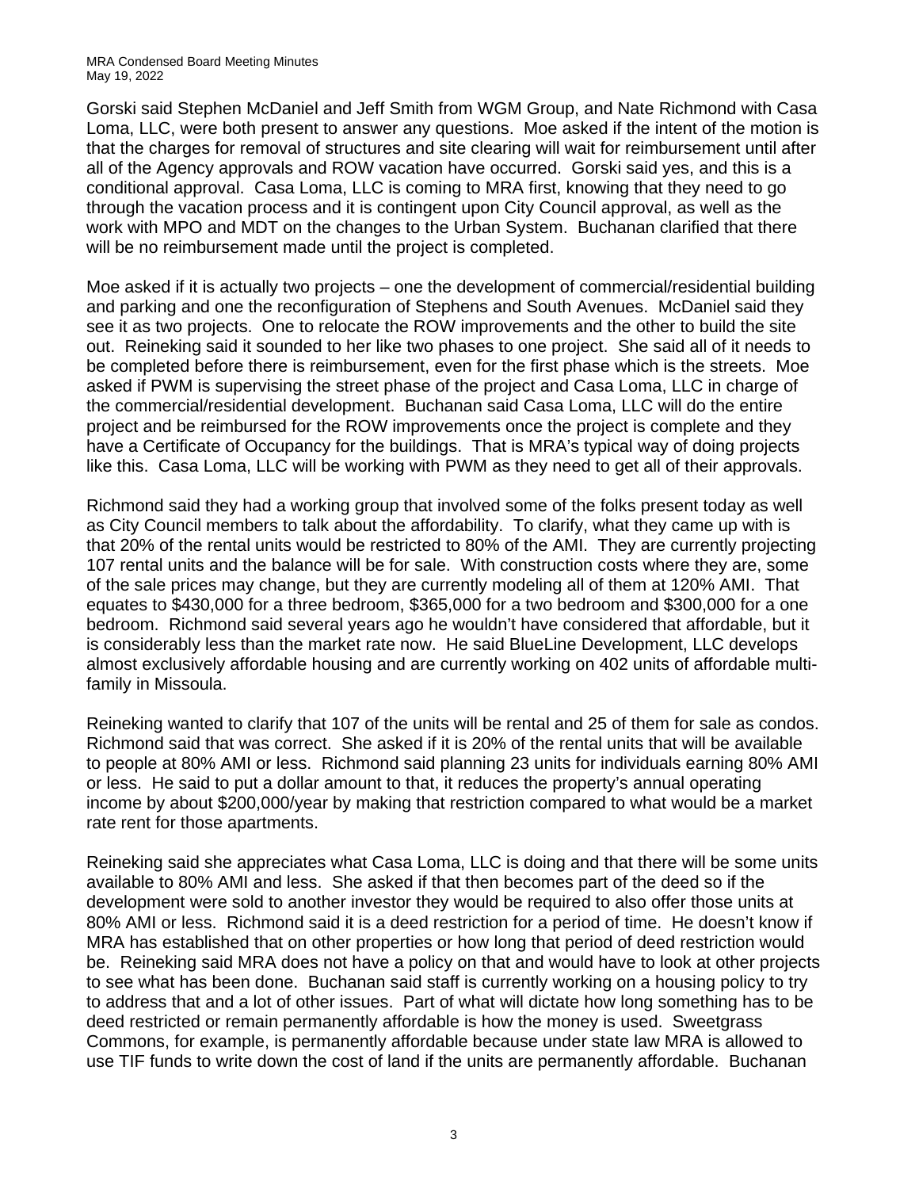Gorski said Stephen McDaniel and Jeff Smith from WGM Group, and Nate Richmond with Casa Loma, LLC, were both present to answer any questions. Moe asked if the intent of the motion is that the charges for removal of structures and site clearing will wait for reimbursement until after all of the Agency approvals and ROW vacation have occurred. Gorski said yes, and this is a conditional approval. Casa Loma, LLC is coming to MRA first, knowing that they need to go through the vacation process and it is contingent upon City Council approval, as well as the work with MPO and MDT on the changes to the Urban System. Buchanan clarified that there will be no reimbursement made until the project is completed.

Moe asked if it is actually two projects – one the development of commercial/residential building and parking and one the reconfiguration of Stephens and South Avenues. McDaniel said they see it as two projects. One to relocate the ROW improvements and the other to build the site out. Reineking said it sounded to her like two phases to one project. She said all of it needs to be completed before there is reimbursement, even for the first phase which is the streets. Moe asked if PWM is supervising the street phase of the project and Casa Loma, LLC in charge of the commercial/residential development. Buchanan said Casa Loma, LLC will do the entire project and be reimbursed for the ROW improvements once the project is complete and they have a Certificate of Occupancy for the buildings. That is MRA's typical way of doing projects like this. Casa Loma, LLC will be working with PWM as they need to get all of their approvals.

Richmond said they had a working group that involved some of the folks present today as well as City Council members to talk about the affordability. To clarify, what they came up with is that 20% of the rental units would be restricted to 80% of the AMI. They are currently projecting 107 rental units and the balance will be for sale. With construction costs where they are, some of the sale prices may change, but they are currently modeling all of them at 120% AMI. That equates to $430,000 for a three bedroom, $365,000 for a two bedroom and $300,000 for a one bedroom. Richmond said several years ago he wouldn't have considered that affordable, but it is considerably less than the market rate now. He said BlueLine Development, LLC develops almost exclusively affordable housing and are currently working on 402 units of affordable multi-family in Missoula.

Reineking wanted to clarify that 107 of the units will be rental and 25 of them for sale as condos. Richmond said that was correct. She asked if it is 20% of the rental units that will be available to people at 80% AMI or less. Richmond said planning 23 units for individuals earning 80% AMI or less. He said to put a dollar amount to that, it reduces the property's annual operating income by about $200,000/year by making that restriction compared to what would be a market rate rent for those apartments.

Reineking said she appreciates what Casa Loma, LLC is doing and that there will be some units available to 80% AMI and less. She asked if that then becomes part of the deed so if the development were sold to another investor they would be required to also offer those units at 80% AMI or less. Richmond said it is a deed restriction for a period of time. He doesn't know if MRA has established that on other properties or how long that period of deed restriction would be. Reineking said MRA does not have a policy on that and would have to look at other projects to see what has been done. Buchanan said staff is currently working on a housing policy to try to address that and a lot of other issues. Part of what will dictate how long something has to be deed restricted or remain permanently affordable is how the money is used. Sweetgrass Commons, for example, is permanently affordable because under state law MRA is allowed to use TIF funds to write down the cost of land if the units are permanently affordable. Buchanan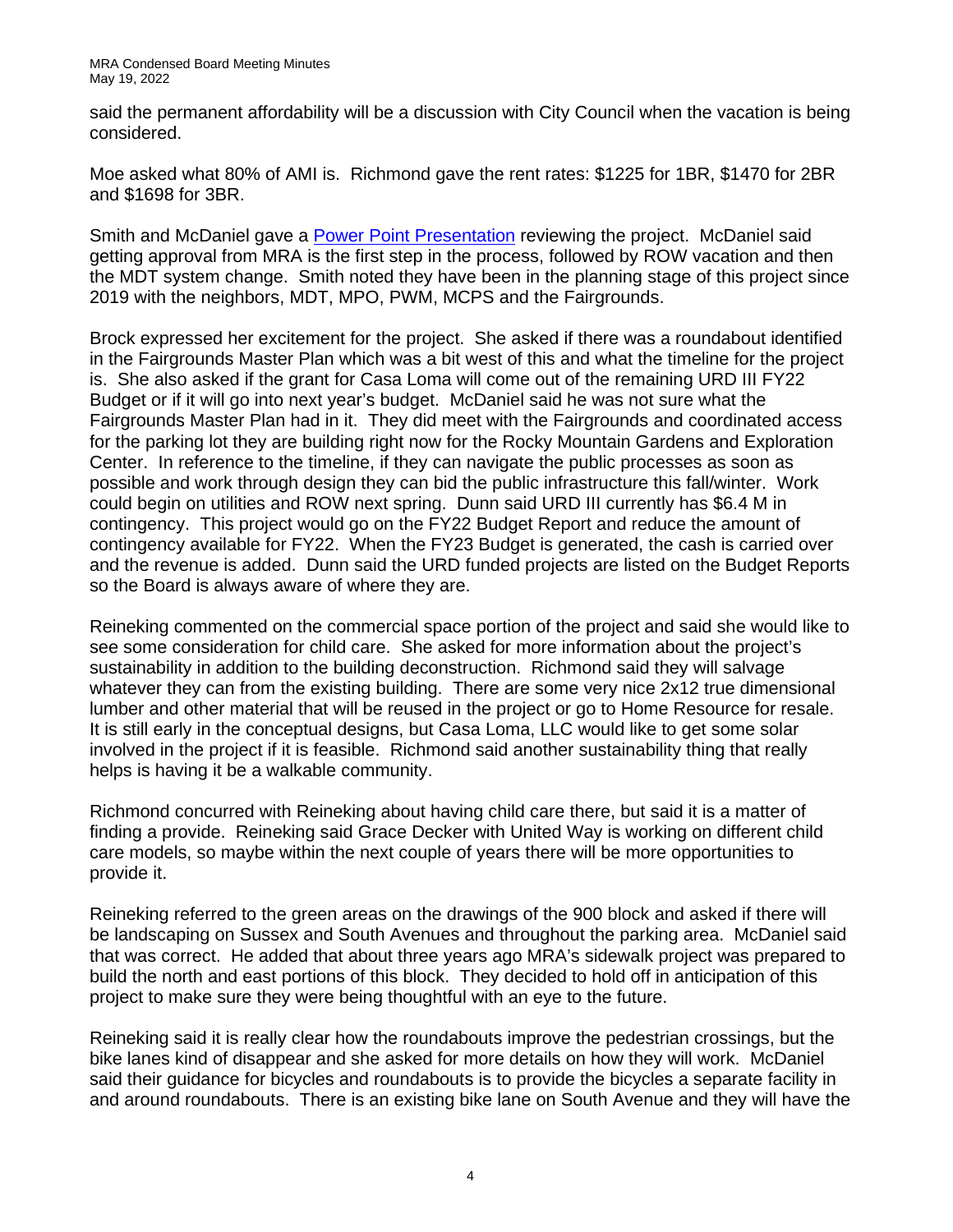said the permanent affordability will be a discussion with City Council when the vacation is being considered.

Moe asked what 80% of AMI is. Richmond gave the rent rates: $1225 for 1BR, $1470 for 2BR and $1698 for 3BR.

Smith and McDaniel gave a Power Point Presentation reviewing the project. McDaniel said getting approval from MRA is the first step in the process, followed by ROW vacation and then the MDT system change. Smith noted they have been in the planning stage of this project since 2019 with the neighbors, MDT, MPO, PWM, MCPS and the Fairgrounds.

Brock expressed her excitement for the project. She asked if there was a roundabout identified in the Fairgrounds Master Plan which was a bit west of this and what the timeline for the project is. She also asked if the grant for Casa Loma will come out of the remaining URD III FY22 Budget or if it will go into next year's budget. McDaniel said he was not sure what the Fairgrounds Master Plan had in it. They did meet with the Fairgrounds and coordinated access for the parking lot they are building right now for the Rocky Mountain Gardens and Exploration Center. In reference to the timeline, if they can navigate the public processes as soon as possible and work through design they can bid the public infrastructure this fall/winter. Work could begin on utilities and ROW next spring. Dunn said URD III currently has $6.4 M in contingency. This project would go on the FY22 Budget Report and reduce the amount of contingency available for FY22. When the FY23 Budget is generated, the cash is carried over and the revenue is added. Dunn said the URD funded projects are listed on the Budget Reports so the Board is always aware of where they are.

Reineking commented on the commercial space portion of the project and said she would like to see some consideration for child care. She asked for more information about the project's sustainability in addition to the building deconstruction. Richmond said they will salvage whatever they can from the existing building. There are some very nice 2x12 true dimensional lumber and other material that will be reused in the project or go to Home Resource for resale. It is still early in the conceptual designs, but Casa Loma, LLC would like to get some solar involved in the project if it is feasible. Richmond said another sustainability thing that really helps is having it be a walkable community.

Richmond concurred with Reineking about having child care there, but said it is a matter of finding a provide. Reineking said Grace Decker with United Way is working on different child care models, so maybe within the next couple of years there will be more opportunities to provide it.

Reineking referred to the green areas on the drawings of the 900 block and asked if there will be landscaping on Sussex and South Avenues and throughout the parking area. McDaniel said that was correct. He added that about three years ago MRA's sidewalk project was prepared to build the north and east portions of this block. They decided to hold off in anticipation of this project to make sure they were being thoughtful with an eye to the future.

Reineking said it is really clear how the roundabouts improve the pedestrian crossings, but the bike lanes kind of disappear and she asked for more details on how they will work. McDaniel said their guidance for bicycles and roundabouts is to provide the bicycles a separate facility in and around roundabouts. There is an existing bike lane on South Avenue and they will have the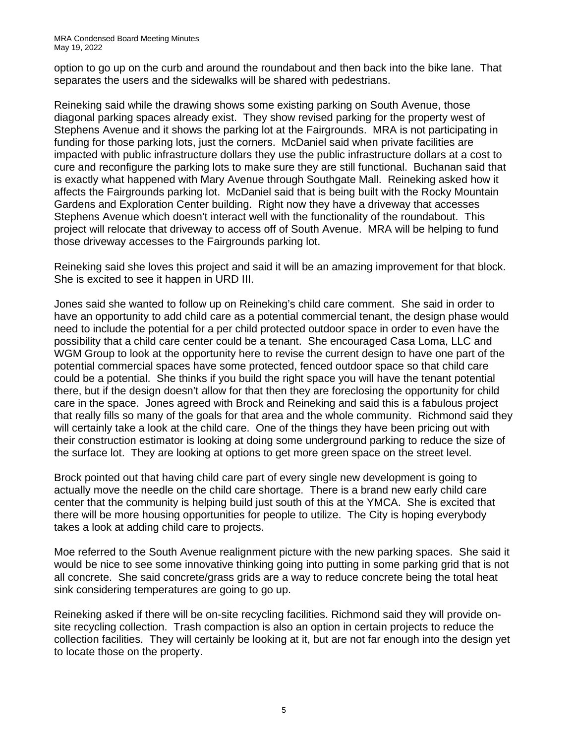option to go up on the curb and around the roundabout and then back into the bike lane. That separates the users and the sidewalks will be shared with pedestrians.

Reineking said while the drawing shows some existing parking on South Avenue, those diagonal parking spaces already exist. They show revised parking for the property west of Stephens Avenue and it shows the parking lot at the Fairgrounds. MRA is not participating in funding for those parking lots, just the corners. McDaniel said when private facilities are impacted with public infrastructure dollars they use the public infrastructure dollars at a cost to cure and reconfigure the parking lots to make sure they are still functional. Buchanan said that is exactly what happened with Mary Avenue through Southgate Mall. Reineking asked how it affects the Fairgrounds parking lot. McDaniel said that is being built with the Rocky Mountain Gardens and Exploration Center building. Right now they have a driveway that accesses Stephens Avenue which doesn't interact well with the functionality of the roundabout. This project will relocate that driveway to access off of South Avenue. MRA will be helping to fund those driveway accesses to the Fairgrounds parking lot.

Reineking said she loves this project and said it will be an amazing improvement for that block. She is excited to see it happen in URD III.

Jones said she wanted to follow up on Reineking's child care comment. She said in order to have an opportunity to add child care as a potential commercial tenant, the design phase would need to include the potential for a per child protected outdoor space in order to even have the possibility that a child care center could be a tenant. She encouraged Casa Loma, LLC and WGM Group to look at the opportunity here to revise the current design to have one part of the potential commercial spaces have some protected, fenced outdoor space so that child care could be a potential. She thinks if you build the right space you will have the tenant potential there, but if the design doesn't allow for that then they are foreclosing the opportunity for child care in the space. Jones agreed with Brock and Reineking and said this is a fabulous project that really fills so many of the goals for that area and the whole community. Richmond said they will certainly take a look at the child care. One of the things they have been pricing out with their construction estimator is looking at doing some underground parking to reduce the size of the surface lot. They are looking at options to get more green space on the street level.

Brock pointed out that having child care part of every single new development is going to actually move the needle on the child care shortage. There is a brand new early child care center that the community is helping build just south of this at the YMCA. She is excited that there will be more housing opportunities for people to utilize. The City is hoping everybody takes a look at adding child care to projects.

Moe referred to the South Avenue realignment picture with the new parking spaces. She said it would be nice to see some innovative thinking going into putting in some parking grid that is not all concrete. She said concrete/grass grids are a way to reduce concrete being the total heat sink considering temperatures are going to go up.

Reineking asked if there will be on-site recycling facilities. Richmond said they will provide on-site recycling collection. Trash compaction is also an option in certain projects to reduce the collection facilities. They will certainly be looking at it, but are not far enough into the design yet to locate those on the property.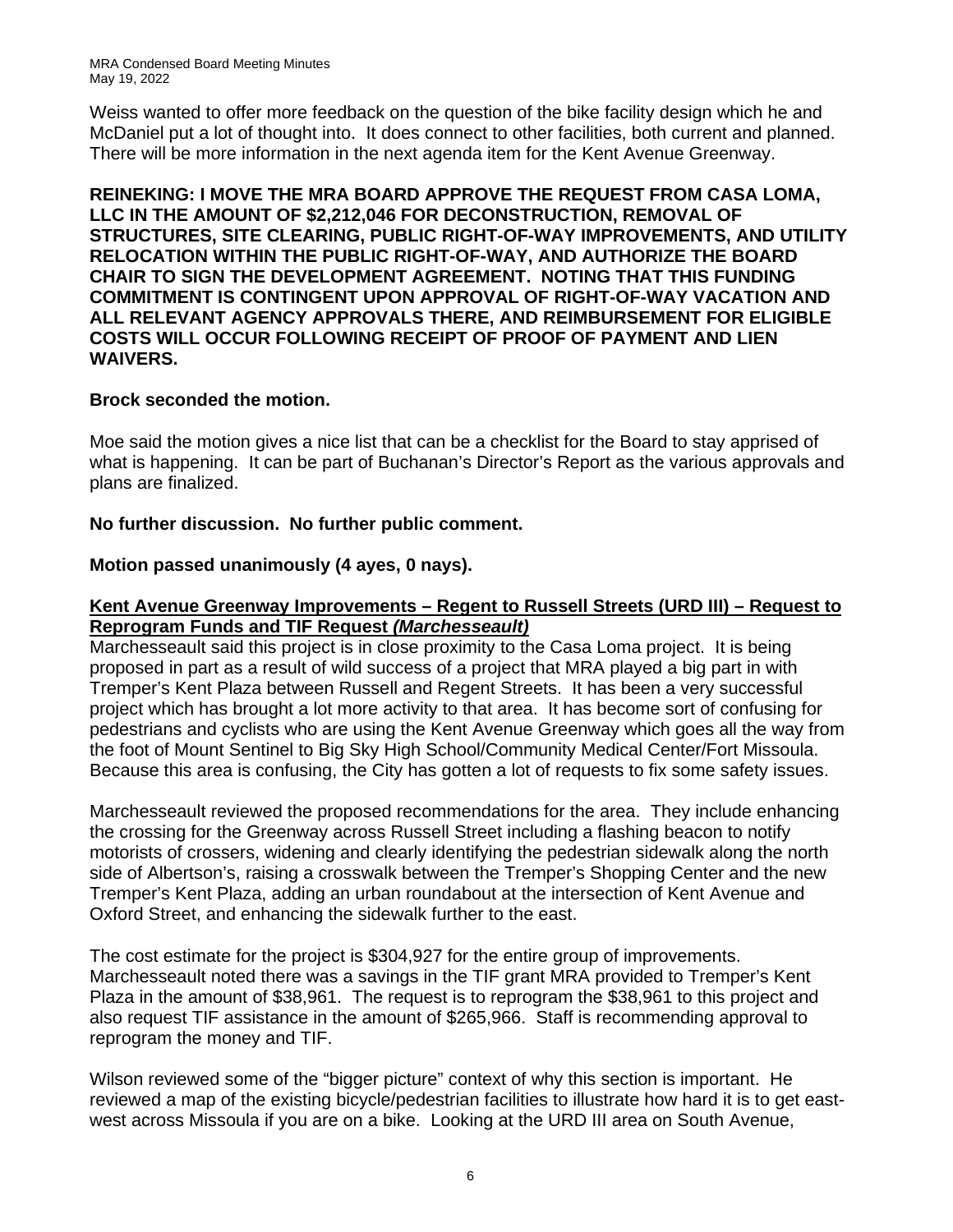Weiss wanted to offer more feedback on the question of the bike facility design which he and McDaniel put a lot of thought into. It does connect to other facilities, both current and planned. There will be more information in the next agenda item for the Kent Avenue Greenway.

**REINEKING: I MOVE THE MRA BOARD APPROVE THE REQUEST FROM CASA LOMA, LLC IN THE AMOUNT OF $2,212,046 FOR DECONSTRUCTION, REMOVAL OF STRUCTURES, SITE CLEARING, PUBLIC RIGHT-OF-WAY IMPROVEMENTS, AND UTILITY RELOCATION WITHIN THE PUBLIC RIGHT-OF-WAY, AND AUTHORIZE THE BOARD CHAIR TO SIGN THE DEVELOPMENT AGREEMENT. NOTING THAT THIS FUNDING COMMITMENT IS CONTINGENT UPON APPROVAL OF RIGHT-OF-WAY VACATION AND ALL RELEVANT AGENCY APPROVALS THERE, AND REIMBURSEMENT FOR ELIGIBLE COSTS WILL OCCUR FOLLOWING RECEIPT OF PROOF OF PAYMENT AND LIEN WAIVERS.**

**Brock seconded the motion.**

Moe said the motion gives a nice list that can be a checklist for the Board to stay apprised of what is happening. It can be part of Buchanan's Director's Report as the various approvals and plans are finalized.

**No further discussion. No further public comment.**

**Motion passed unanimously (4 ayes, 0 nays).**

**Kent Avenue Greenway Improvements – Regent to Russell Streets (URD III) – Request to Reprogram Funds and TIF Request *(Marchesseault)***

Marchesseault said this project is in close proximity to the Casa Loma project. It is being proposed in part as a result of wild success of a project that MRA played a big part in with Tremper's Kent Plaza between Russell and Regent Streets. It has been a very successful project which has brought a lot more activity to that area. It has become sort of confusing for pedestrians and cyclists who are using the Kent Avenue Greenway which goes all the way from the foot of Mount Sentinel to Big Sky High School/Community Medical Center/Fort Missoula. Because this area is confusing, the City has gotten a lot of requests to fix some safety issues.

Marchesseault reviewed the proposed recommendations for the area. They include enhancing the crossing for the Greenway across Russell Street including a flashing beacon to notify motorists of crossers, widening and clearly identifying the pedestrian sidewalk along the north side of Albertson's, raising a crosswalk between the Tremper's Shopping Center and the new Tremper's Kent Plaza, adding an urban roundabout at the intersection of Kent Avenue and Oxford Street, and enhancing the sidewalk further to the east.

The cost estimate for the project is $304,927 for the entire group of improvements. Marchesseault noted there was a savings in the TIF grant MRA provided to Tremper's Kent Plaza in the amount of $38,961. The request is to reprogram the $38,961 to this project and also request TIF assistance in the amount of $265,966. Staff is recommending approval to reprogram the money and TIF.

Wilson reviewed some of the "bigger picture" context of why this section is important. He reviewed a map of the existing bicycle/pedestrian facilities to illustrate how hard it is to get east-west across Missoula if you are on a bike. Looking at the URD III area on South Avenue,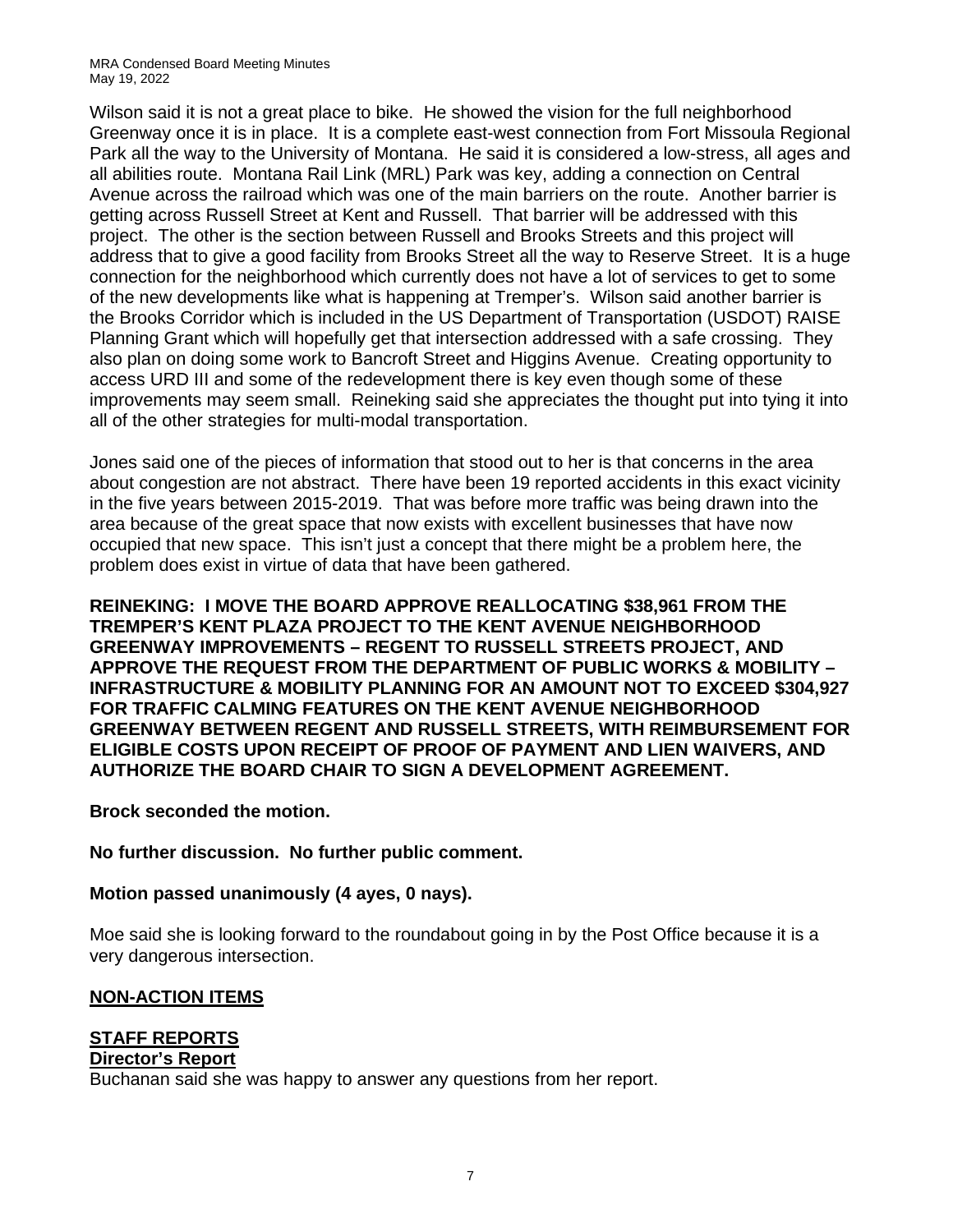Wilson said it is not a great place to bike. He showed the vision for the full neighborhood Greenway once it is in place. It is a complete east-west connection from Fort Missoula Regional Park all the way to the University of Montana. He said it is considered a low-stress, all ages and all abilities route. Montana Rail Link (MRL) Park was key, adding a connection on Central Avenue across the railroad which was one of the main barriers on the route. Another barrier is getting across Russell Street at Kent and Russell. That barrier will be addressed with this project. The other is the section between Russell and Brooks Streets and this project will address that to give a good facility from Brooks Street all the way to Reserve Street. It is a huge connection for the neighborhood which currently does not have a lot of services to get to some of the new developments like what is happening at Tremper's. Wilson said another barrier is the Brooks Corridor which is included in the US Department of Transportation (USDOT) RAISE Planning Grant which will hopefully get that intersection addressed with a safe crossing. They also plan on doing some work to Bancroft Street and Higgins Avenue. Creating opportunity to access URD III and some of the redevelopment there is key even though some of these improvements may seem small. Reineking said she appreciates the thought put into tying it into all of the other strategies for multi-modal transportation.

Jones said one of the pieces of information that stood out to her is that concerns in the area about congestion are not abstract. There have been 19 reported accidents in this exact vicinity in the five years between 2015-2019. That was before more traffic was being drawn into the area because of the great space that now exists with excellent businesses that have now occupied that new space. This isn't just a concept that there might be a problem here, the problem does exist in virtue of data that have been gathered.

**REINEKING: I MOVE THE BOARD APPROVE REALLOCATING $38,961 FROM THE TREMPER'S KENT PLAZA PROJECT TO THE KENT AVENUE NEIGHBORHOOD GREENWAY IMPROVEMENTS – REGENT TO RUSSELL STREETS PROJECT, AND APPROVE THE REQUEST FROM THE DEPARTMENT OF PUBLIC WORKS & MOBILITY – INFRASTRUCTURE & MOBILITY PLANNING FOR AN AMOUNT NOT TO EXCEED $304,927 FOR TRAFFIC CALMING FEATURES ON THE KENT AVENUE NEIGHBORHOOD GREENWAY BETWEEN REGENT AND RUSSELL STREETS, WITH REIMBURSEMENT FOR ELIGIBLE COSTS UPON RECEIPT OF PROOF OF PAYMENT AND LIEN WAIVERS, AND AUTHORIZE THE BOARD CHAIR TO SIGN A DEVELOPMENT AGREEMENT.**

**Brock seconded the motion.**

**No further discussion. No further public comment.**

**Motion passed unanimously (4 ayes, 0 nays).**

Moe said she is looking forward to the roundabout going in by the Post Office because it is a very dangerous intersection.

## NON-ACTION ITEMS

## STAFF REPORTS

### Director's Report

Buchanan said she was happy to answer any questions from her report.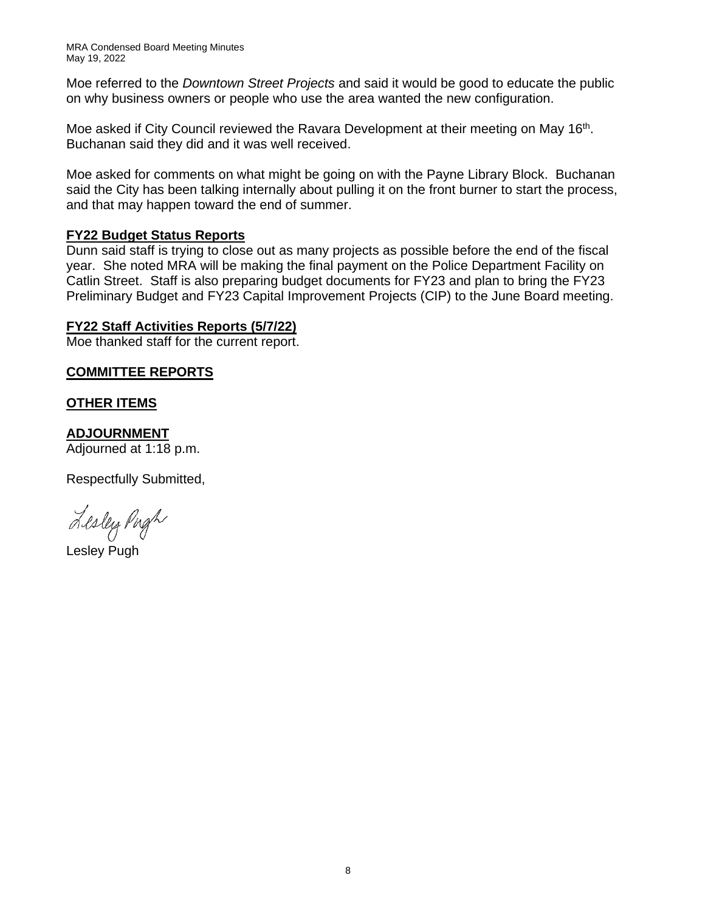Moe referred to the *Downtown Street Projects* and said it would be good to educate the public on why business owners or people who use the area wanted the new configuration.

Moe asked if City Council reviewed the Ravara Development at their meeting on May 16th. Buchanan said they did and it was well received.

Moe asked for comments on what might be going on with the Payne Library Block. Buchanan said the City has been talking internally about pulling it on the front burner to start the process, and that may happen toward the end of summer.

**FY22 Budget Status Reports**

Dunn said staff is trying to close out as many projects as possible before the end of the fiscal year. She noted MRA will be making the final payment on the Police Department Facility on Catlin Street. Staff is also preparing budget documents for FY23 and plan to bring the FY23 Preliminary Budget and FY23 Capital Improvement Projects (CIP) to the June Board meeting.

**FY22 Staff Activities Reports (5/7/22)**

Moe thanked staff for the current report.

**COMMITTEE REPORTS**

**OTHER ITEMS**

**ADJOURNMENT**

Adjourned at 1:18 p.m.

Respectfully Submitted,

Lesley Pugh

Lesley Pugh